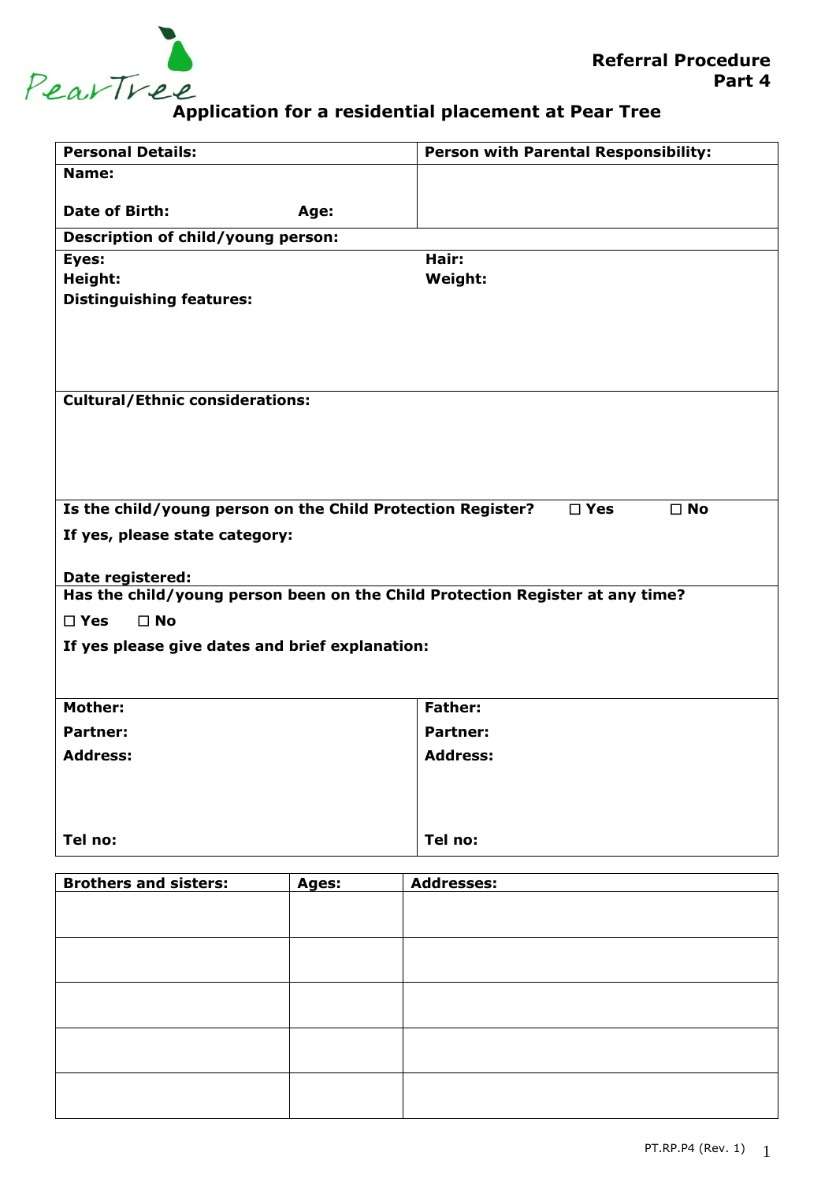PearTree

**Referral Procedure**
**Part 4**

# Application for a residential placement at Pear Tree

| **Personal Details:** | **Person with Parental Responsibility:** |
|---|---|
| **Name:**<br><br>**Date of Birth:** **Age:** | |
| **Description of child/young person:** | |
| **Eyes:**<br>**Height:**<br>**Distinguishing features:** | **Hair:**<br>**Weight:** |
| **Cultural/Ethnic considerations:** | |
| **Is the child/young person on the Child Protection Register?** ☐ **Yes** ☐ **No**<br>**If yes, please state category:**<br><br>**Date registered:** | |
| **Has the child/young person been on the Child Protection Register at any time?**<br>☐ **Yes** ☐ **No**<br>**If yes please give dates and brief explanation:** | |
| **Mother:**<br>**Partner:**<br>**Address:**<br><br><br>**Tel no:** | **Father:**<br>**Partner:**<br>**Address:**<br><br><br>**Tel no:** |

| **Brothers and sisters:** | **Ages:** | **Addresses:** |
|---|---|---|
| | | |
| | | |
| | | |
| | | |
| | | |

PT.RP.P4 (Rev. 1)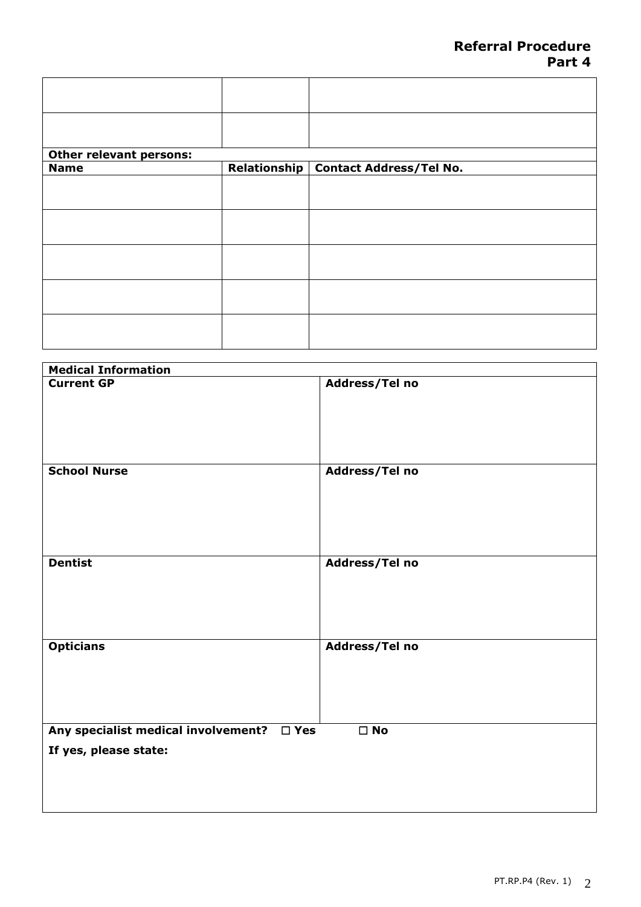## Referral Procedure
## Part 4

| | | |
|---|---|---|
| | | |
| | | |

**Other relevant persons:**

| Name | Relationship | Contact Address/Tel No. |
|---|---|---|
| | | |
| | | |
| | | |
| | | |
| | | |

**Medical Information**

| Current GP | Address/Tel no |
|---|---|
| **School Nurse** | **Address/Tel no** |
| **Dentist** | **Address/Tel no** |
| **Opticians** | **Address/Tel no** |

**Any specialist medical involvement?** ☐ **Yes** ☐ **No**

**If yes, please state:**

PT.RP.P4 (Rev. 1)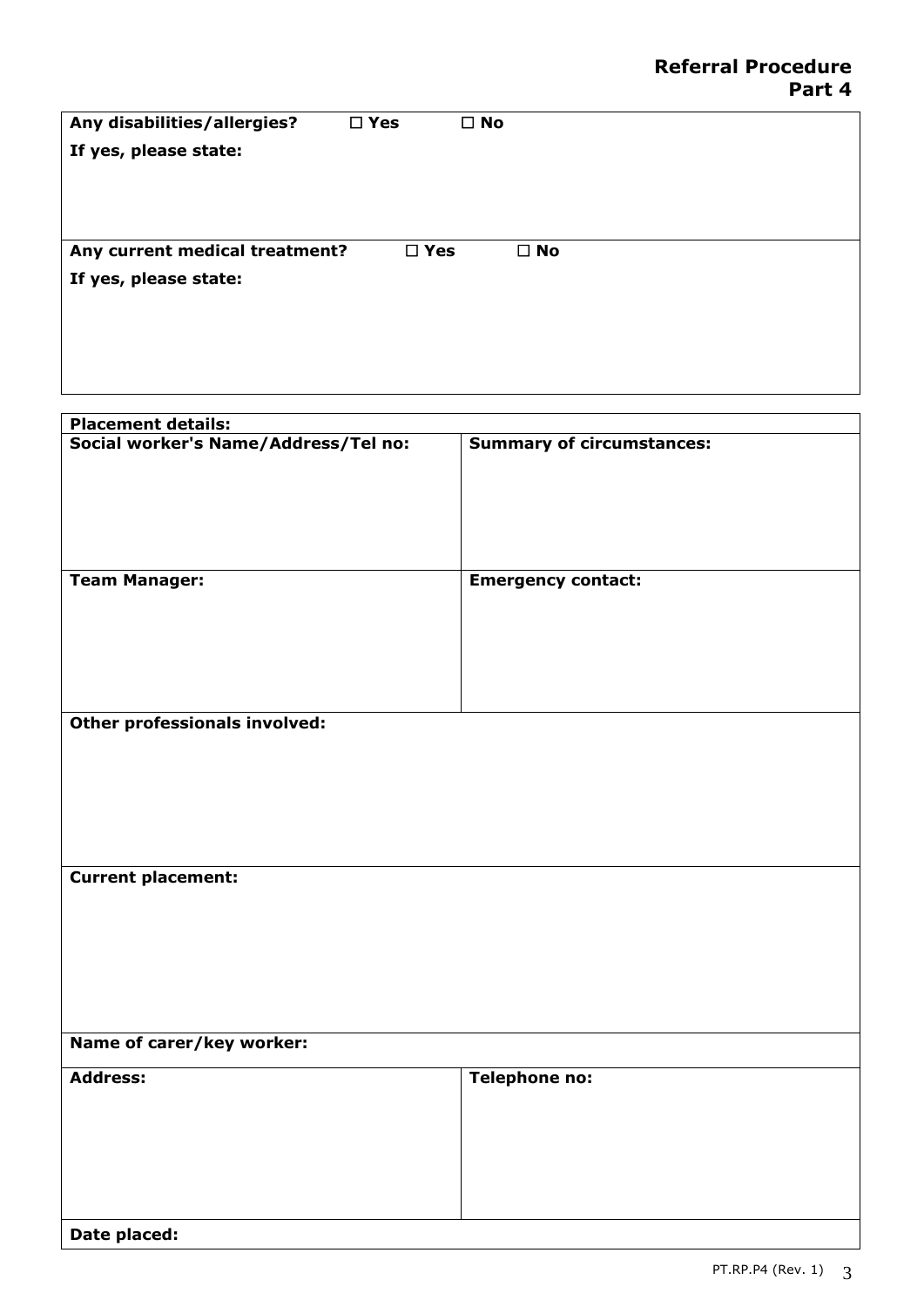**Referral Procedure**
**Part 4**

| **Any disabilities/allergies?** ☐ **Yes** ☐ **No** |
|---|
| **If yes, please state:** |
| **Any current medical treatment?** ☐ **Yes** ☐ **No** |
| **If yes, please state:** |

| **Placement details:** | |
|---|---|
| **Social worker's Name/Address/Tel no:** | **Summary of circumstances:** |
| **Team Manager:** | **Emergency contact:** |
| **Other professionals involved:** | |
| **Current placement:** | |
| **Name of carer/key worker:** | |
| **Address:** | **Telephone no:** |
| **Date placed:** | |

PT.RP.P4 (Rev. 1)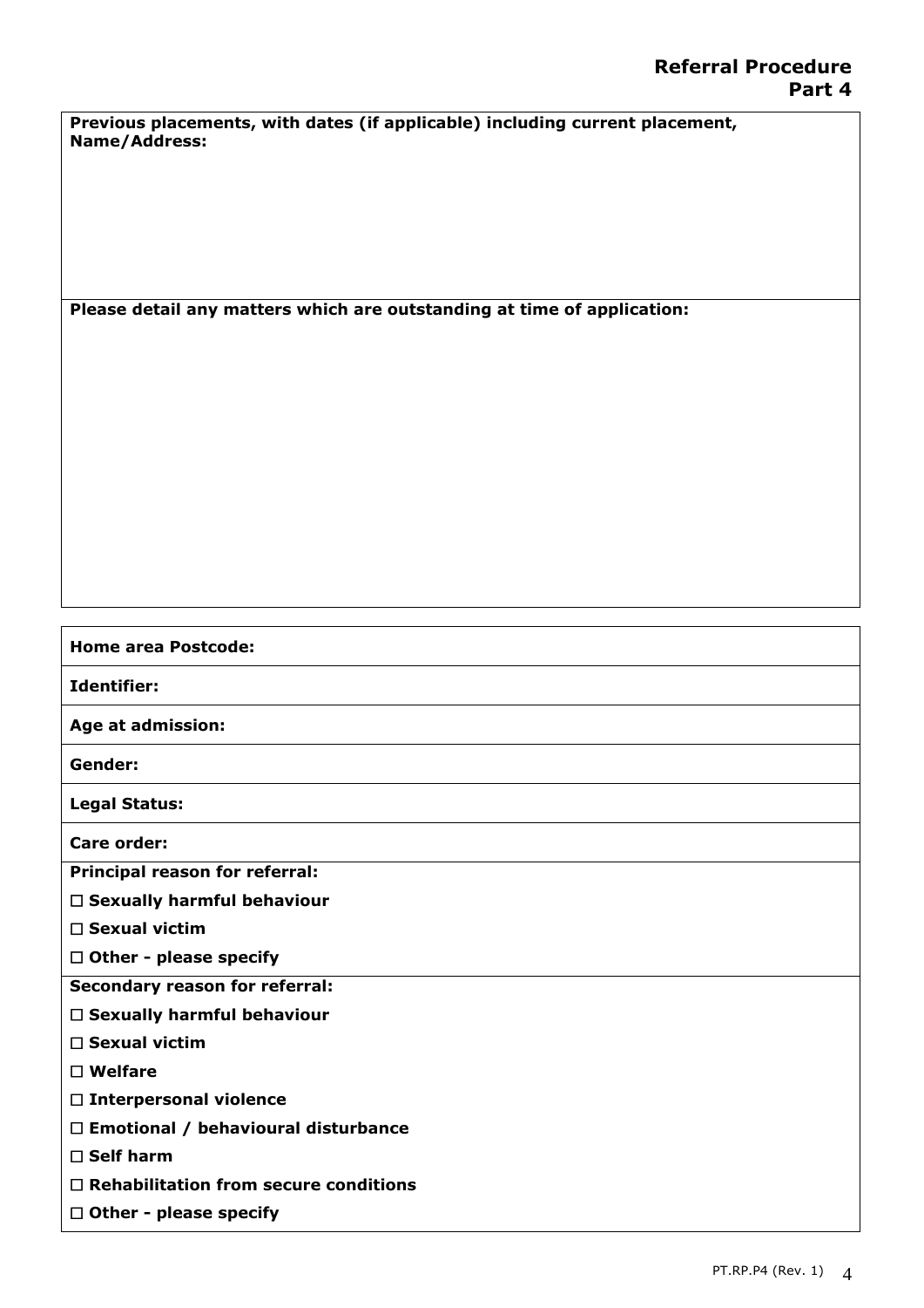## Referral Procedure
### Part 4

**Previous placements, with dates (if applicable) including current placement, Name/Address:**

**Please detail any matters which are outstanding at time of application:**

**Home area Postcode:**

**Identifier:**

**Age at admission:**

**Gender:**

**Legal Status:**

**Care order:**

**Principal reason for referral:**

- ☐ **Sexually harmful behaviour**
- ☐ **Sexual victim**
- ☐ **Other - please specify**

**Secondary reason for referral:**

- ☐ **Sexually harmful behaviour**
- ☐ **Sexual victim**
- ☐ **Welfare**
- ☐ **Interpersonal violence**
- ☐ **Emotional / behavioural disturbance**
- ☐ **Self harm**
- ☐ **Rehabilitation from secure conditions**
- ☐ **Other - please specify**

PT.RP.P4 (Rev. 1)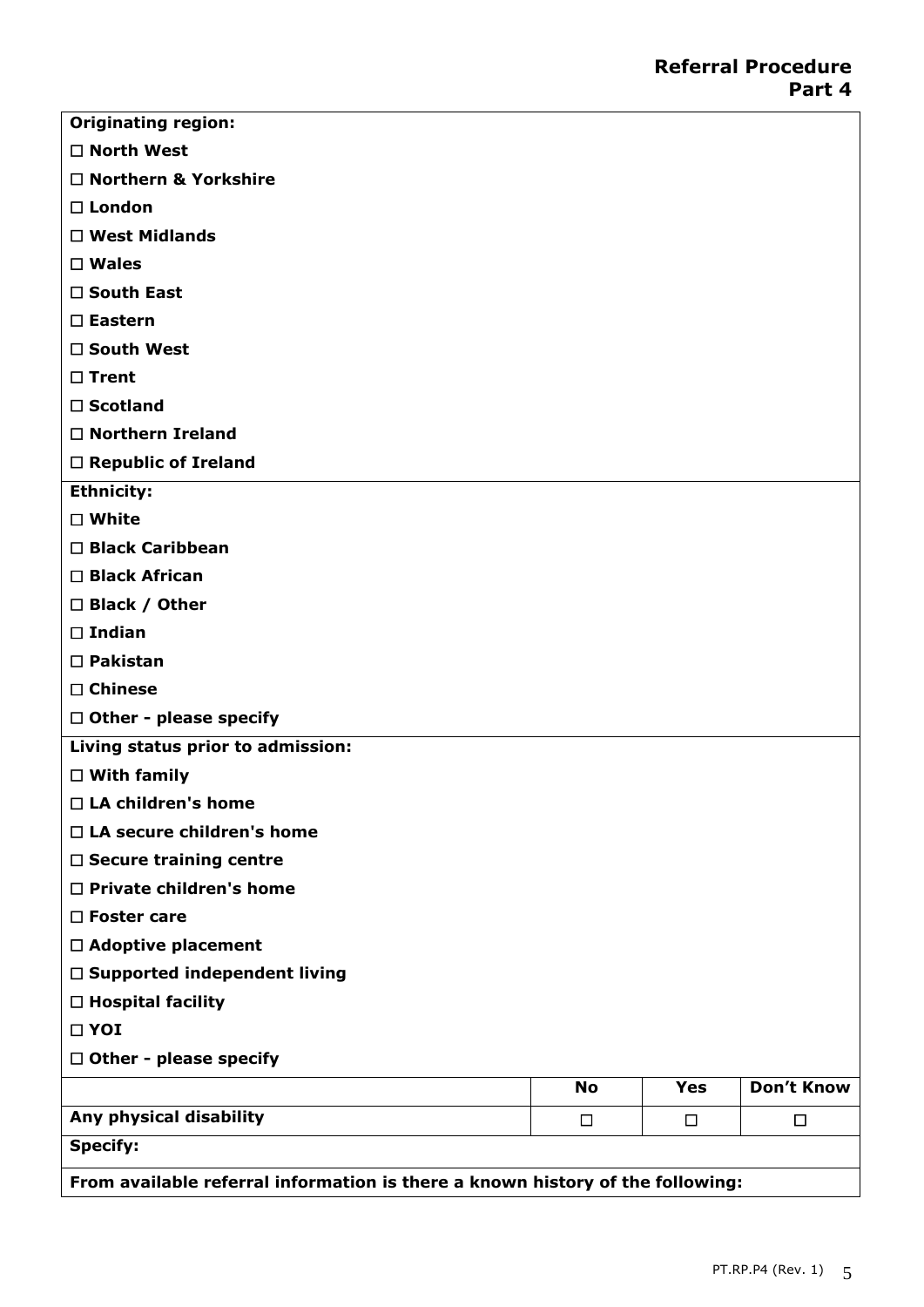## Referral Procedure
## Part 4

**Originating region:**

- ☐ **North West**
- ☐ **Northern & Yorkshire**
- ☐ **London**
- ☐ **West Midlands**
- ☐ **Wales**
- ☐ **South East**
- ☐ **Eastern**
- ☐ **South West**
- ☐ **Trent**
- ☐ **Scotland**
- ☐ **Northern Ireland**
- ☐ **Republic of Ireland**

**Ethnicity:**

- ☐ **White**
- ☐ **Black Caribbean**
- ☐ **Black African**
- ☐ **Black / Other**
- ☐ **Indian**
- ☐ **Pakistan**
- ☐ **Chinese**
- ☐ **Other - please specify**

**Living status prior to admission:**

- ☐ **With family**
- ☐ **LA children's home**
- ☐ **LA secure children's home**
- ☐ **Secure training centre**
- ☐ **Private children's home**
- ☐ **Foster care**
- ☐ **Adoptive placement**
- ☐ **Supported independent living**
- ☐ **Hospital facility**
- ☐ **YOI**
- ☐ **Other - please specify**

| | No | Yes | Don't Know |
|---|---|---|---|
| **Any physical disability** | ☐ | ☐ | ☐ |
| **Specify:** | | | |

**From available referral information is there a known history of the following:**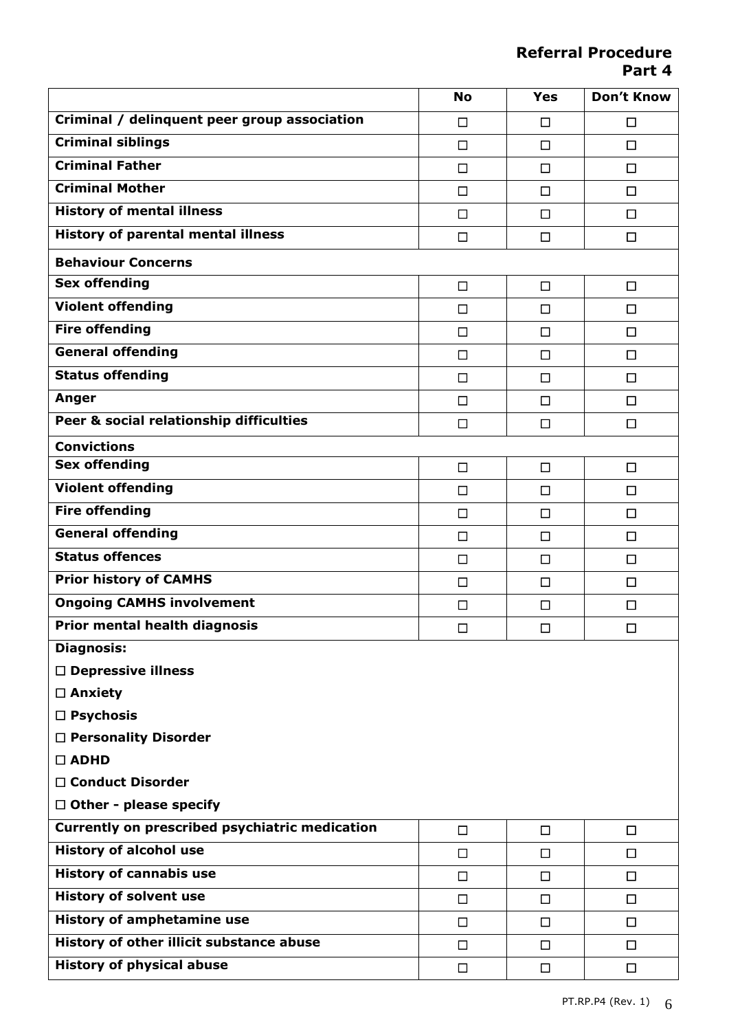## Referral Procedure
## Part 4

| | No | Yes | Don't Know |
|---|---|---|---|
| **Criminal / delinquent peer group association** | ☐ | ☐ | ☐ |
| **Criminal siblings** | ☐ | ☐ | ☐ |
| **Criminal Father** | ☐ | ☐ | ☐ |
| **Criminal Mother** | ☐ | ☐ | ☐ |
| **History of mental illness** | ☐ | ☐ | ☐ |
| **History of parental mental illness** | ☐ | ☐ | ☐ |
| **Behaviour Concerns** | | | |
| **Sex offending** | ☐ | ☐ | ☐ |
| **Violent offending** | ☐ | ☐ | ☐ |
| **Fire offending** | ☐ | ☐ | ☐ |
| **General offending** | ☐ | ☐ | ☐ |
| **Status offending** | ☐ | ☐ | ☐ |
| **Anger** | ☐ | ☐ | ☐ |
| **Peer & social relationship difficulties** | ☐ | ☐ | ☐ |
| **Convictions** | | | |
| **Sex offending** | ☐ | ☐ | ☐ |
| **Violent offending** | ☐ | ☐ | ☐ |
| **Fire offending** | ☐ | ☐ | ☐ |
| **General offending** | ☐ | ☐ | ☐ |
| **Status offences** | ☐ | ☐ | ☐ |
| **Prior history of CAMHS** | ☐ | ☐ | ☐ |
| **Ongoing CAMHS involvement** | ☐ | ☐ | ☐ |
| **Prior mental health diagnosis** | ☐ | ☐ | ☐ |
| **Diagnosis:**<br>☐ **Depressive illness**<br>☐ **Anxiety**<br>☐ **Psychosis**<br>☐ **Personality Disorder**<br>☐ **ADHD**<br>☐ **Conduct Disorder**<br>☐ **Other - please specify** | | | |
| **Currently on prescribed psychiatric medication** | ☐ | ☐ | ☐ |
| **History of alcohol use** | ☐ | ☐ | ☐ |
| **History of cannabis use** | ☐ | ☐ | ☐ |
| **History of solvent use** | ☐ | ☐ | ☐ |
| **History of amphetamine use** | ☐ | ☐ | ☐ |
| **History of other illicit substance abuse** | ☐ | ☐ | ☐ |
| **History of physical abuse** | ☐ | ☐ | ☐ |

PT.RP.P4 (Rev. 1)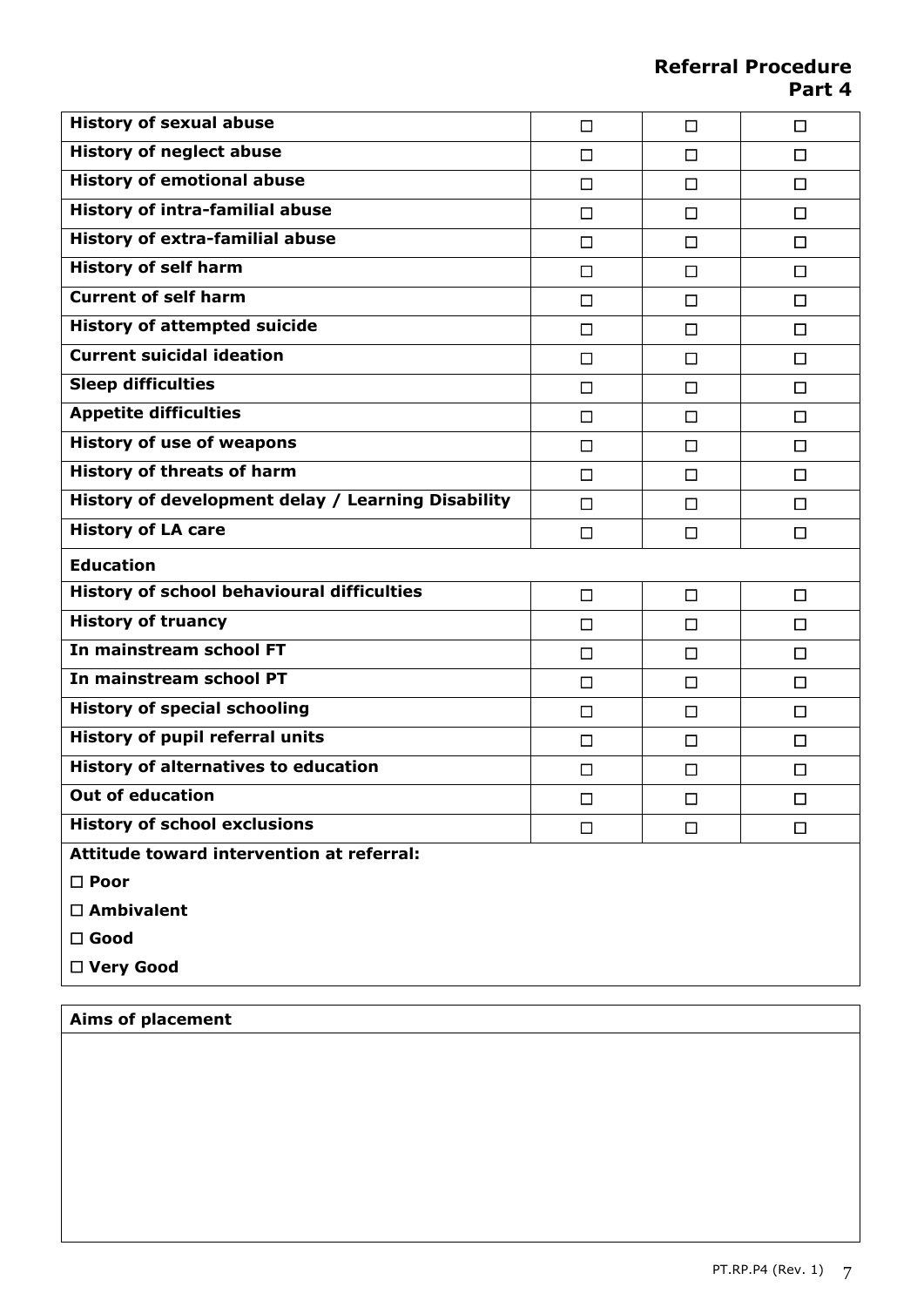## Referral Procedure
## Part 4

| | | | |
|---|---|---|---|
| **History of sexual abuse** | ☐ | ☐ | ☐ |
| **History of neglect abuse** | ☐ | ☐ | ☐ |
| **History of emotional abuse** | ☐ | ☐ | ☐ |
| **History of intra-familial abuse** | ☐ | ☐ | ☐ |
| **History of extra-familial abuse** | ☐ | ☐ | ☐ |
| **History of self harm** | ☐ | ☐ | ☐ |
| **Current of self harm** | ☐ | ☐ | ☐ |
| **History of attempted suicide** | ☐ | ☐ | ☐ |
| **Current suicidal ideation** | ☐ | ☐ | ☐ |
| **Sleep difficulties** | ☐ | ☐ | ☐ |
| **Appetite difficulties** | ☐ | ☐ | ☐ |
| **History of use of weapons** | ☐ | ☐ | ☐ |
| **History of threats of harm** | ☐ | ☐ | ☐ |
| **History of development delay / Learning Disability** | ☐ | ☐ | ☐ |
| **History of LA care** | ☐ | ☐ | ☐ |
| **Education** | | | |
| **History of school behavioural difficulties** | ☐ | ☐ | ☐ |
| **History of truancy** | ☐ | ☐ | ☐ |
| **In mainstream school FT** | ☐ | ☐ | ☐ |
| **In mainstream school PT** | ☐ | ☐ | ☐ |
| **History of special schooling** | ☐ | ☐ | ☐ |
| **History of pupil referral units** | ☐ | ☐ | ☐ |
| **History of alternatives to education** | ☐ | ☐ | ☐ |
| **Out of education** | ☐ | ☐ | ☐ |
| **History of school exclusions** | ☐ | ☐ | ☐ |

**Attitude toward intervention at referral:**

☐ **Poor**

☐ **Ambivalent**

☐ **Good**

☐ **Very Good**

| **Aims of placement** |
|---|
| |

PT.RP.P4 (Rev. 1)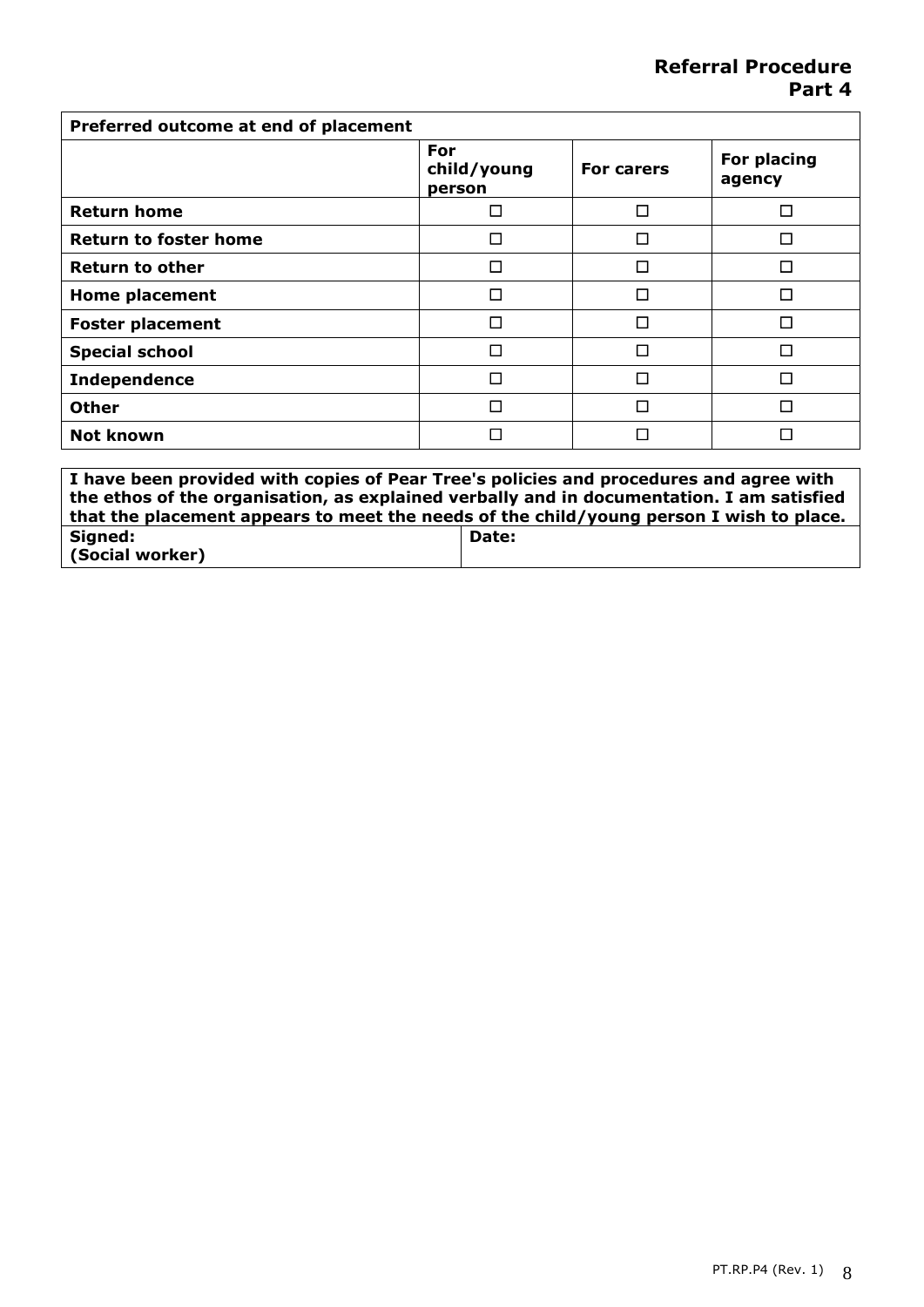## Referral Procedure
## Part 4

| Preferred outcome at end of placement | | | |
|---|---|---|---|
| | **For child/young person** | **For carers** | **For placing agency** |
| **Return home** | ☐ | ☐ | ☐ |
| **Return to foster home** | ☐ | ☐ | ☐ |
| **Return to other** | ☐ | ☐ | ☐ |
| **Home placement** | ☐ | ☐ | ☐ |
| **Foster placement** | ☐ | ☐ | ☐ |
| **Special school** | ☐ | ☐ | ☐ |
| **Independence** | ☐ | ☐ | ☐ |
| **Other** | ☐ | ☐ | ☐ |
| **Not known** | ☐ | ☐ | ☐ |

| I have been provided with copies of Pear Tree's policies and procedures and agree with the ethos of the organisation, as explained verbally and in documentation. I am satisfied that the placement appears to meet the needs of the child/young person I wish to place. | |
|---|---|
| **Signed: (Social worker)** | **Date:** |

PT.RP.P4 (Rev. 1)